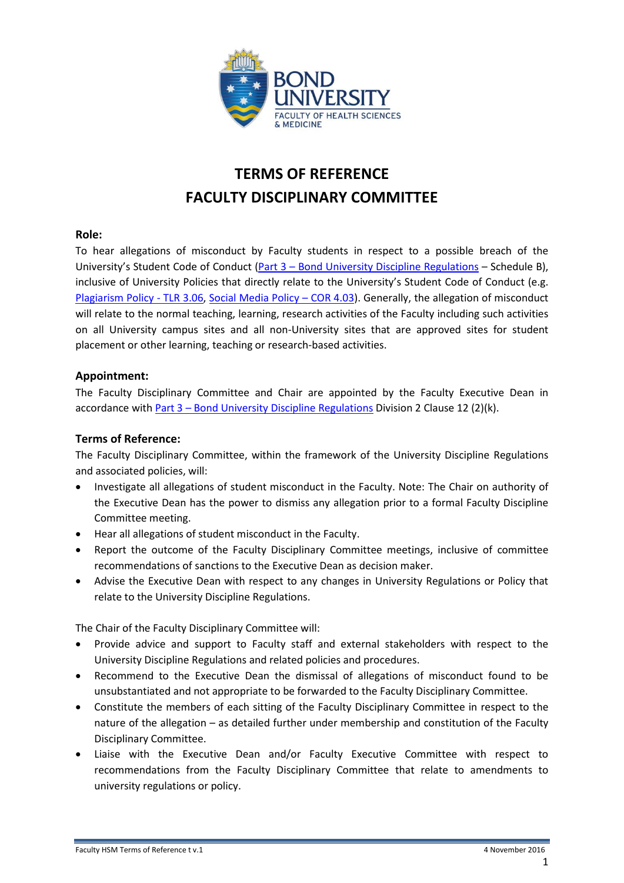# TERMS OF REFERENCE
# FACULTY DISCIPLINARY COMMITTEE

### Role:

To hear allegations of misconduct by Faculty students in respect to a possible breach of the University's Student Code of Conduct (Part 3 – Bond University Discipline Regulations – Schedule B), inclusive of University Policies that directly relate to the University's Student Code of Conduct (e.g. Plagiarism Policy - TLR 3.06, Social Media Policy – COR 4.03). Generally, the allegation of misconduct will relate to the normal teaching, learning, research activities of the Faculty including such activities on all University campus sites and all non-University sites that are approved sites for student placement or other learning, teaching or research-based activities.

### Appointment:

The Faculty Disciplinary Committee and Chair are appointed by the Faculty Executive Dean in accordance with Part 3 – Bond University Discipline Regulations Division 2 Clause 12 (2)(k).

### Terms of Reference:

The Faculty Disciplinary Committee, within the framework of the University Discipline Regulations and associated policies, will:

- Investigate all allegations of student misconduct in the Faculty. Note: The Chair on authority of the Executive Dean has the power to dismiss any allegation prior to a formal Faculty Discipline Committee meeting.
- Hear all allegations of student misconduct in the Faculty.
- Report the outcome of the Faculty Disciplinary Committee meetings, inclusive of committee recommendations of sanctions to the Executive Dean as decision maker.
- Advise the Executive Dean with respect to any changes in University Regulations or Policy that relate to the University Discipline Regulations.

The Chair of the Faculty Disciplinary Committee will:

- Provide advice and support to Faculty staff and external stakeholders with respect to the University Discipline Regulations and related policies and procedures.
- Recommend to the Executive Dean the dismissal of allegations of misconduct found to be unsubstantiated and not appropriate to be forwarded to the Faculty Disciplinary Committee.
- Constitute the members of each sitting of the Faculty Disciplinary Committee in respect to the nature of the allegation – as detailed further under membership and constitution of the Faculty Disciplinary Committee.
- Liaise with the Executive Dean and/or Faculty Executive Committee with respect to recommendations from the Faculty Disciplinary Committee that relate to amendments to university regulations or policy.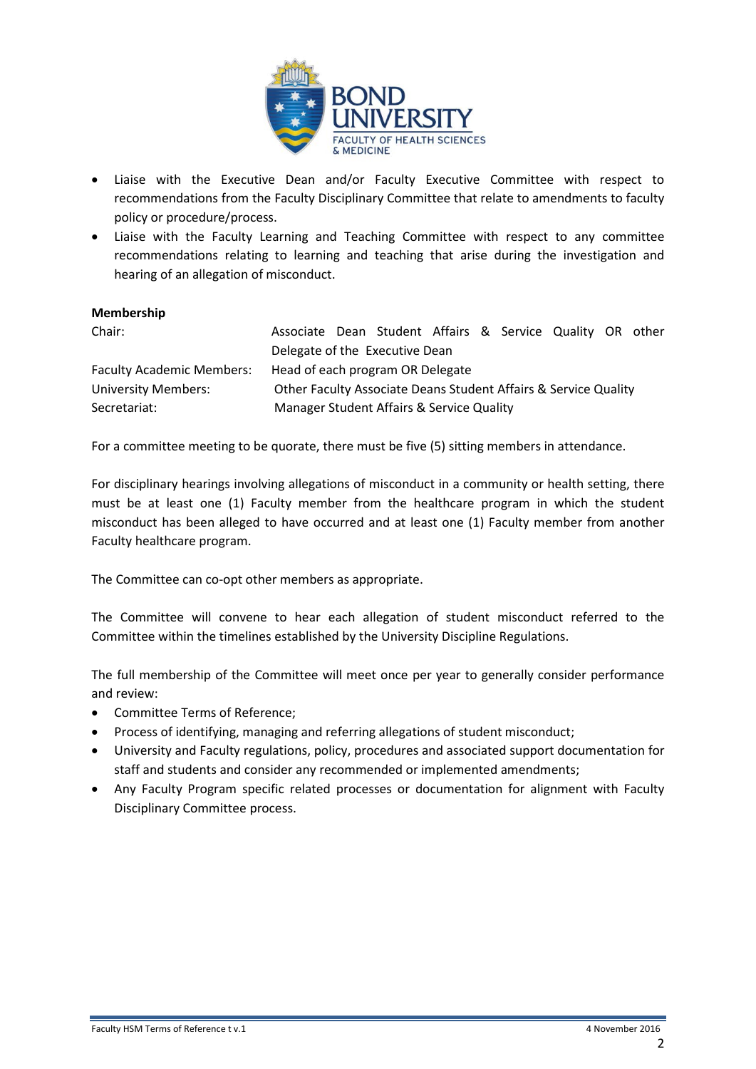- Liaise with the Executive Dean and/or Faculty Executive Committee with respect to recommendations from the Faculty Disciplinary Committee that relate to amendments to faculty policy or procedure/process.
- Liaise with the Faculty Learning and Teaching Committee with respect to any committee recommendations relating to learning and teaching that arise during the investigation and hearing of an allegation of misconduct.

**Membership**

| | |
|---|---|
| Chair: | Associate Dean Student Affairs & Service Quality OR other Delegate of the Executive Dean |
| Faculty Academic Members: | Head of each program OR Delegate |
| University Members: | Other Faculty Associate Deans Student Affairs & Service Quality |
| Secretariat: | Manager Student Affairs & Service Quality |

For a committee meeting to be quorate, there must be five (5) sitting members in attendance.

For disciplinary hearings involving allegations of misconduct in a community or health setting, there must be at least one (1) Faculty member from the healthcare program in which the student misconduct has been alleged to have occurred and at least one (1) Faculty member from another Faculty healthcare program.

The Committee can co-opt other members as appropriate.

The Committee will convene to hear each allegation of student misconduct referred to the Committee within the timelines established by the University Discipline Regulations.

The full membership of the Committee will meet once per year to generally consider performance and review:

- Committee Terms of Reference;
- Process of identifying, managing and referring allegations of student misconduct;
- University and Faculty regulations, policy, procedures and associated support documentation for staff and students and consider any recommended or implemented amendments;
- Any Faculty Program specific related processes or documentation for alignment with Faculty Disciplinary Committee process.